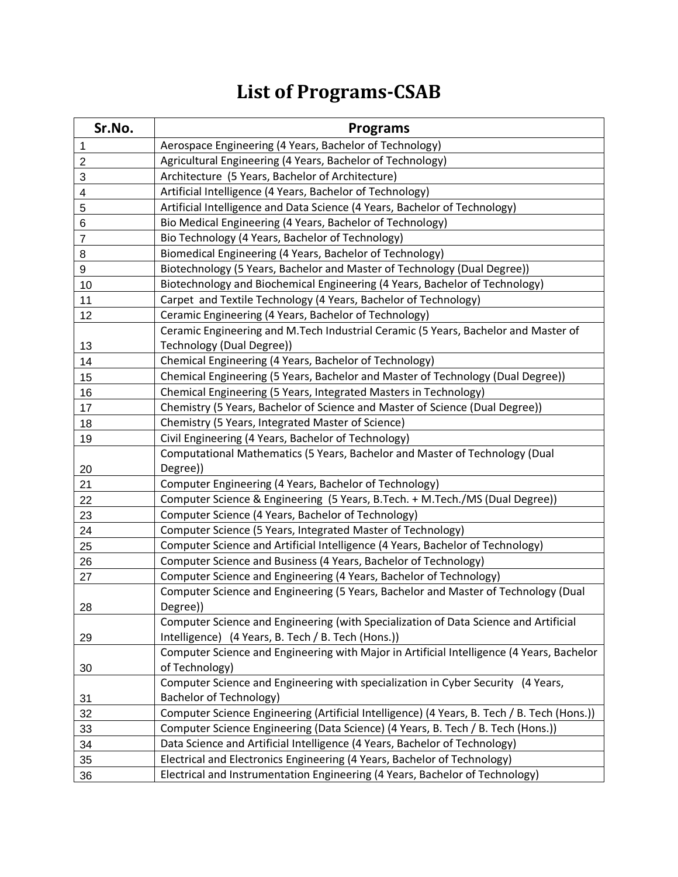# List of Programs-CSAB

| Sr.No. | Programs |
|---|---|
| 1 | Aerospace Engineering (4 Years, Bachelor of Technology) |
| 2 | Agricultural Engineering (4 Years, Bachelor of Technology) |
| 3 | Architecture  (5 Years, Bachelor of Architecture) |
| 4 | Artificial Intelligence (4 Years, Bachelor of Technology) |
| 5 | Artificial Intelligence and Data Science (4 Years, Bachelor of Technology) |
| 6 | Bio Medical Engineering (4 Years, Bachelor of Technology) |
| 7 | Bio Technology (4 Years, Bachelor of Technology) |
| 8 | Biomedical Engineering (4 Years, Bachelor of Technology) |
| 9 | Biotechnology (5 Years, Bachelor and Master of Technology (Dual Degree)) |
| 10 | Biotechnology and Biochemical Engineering (4 Years, Bachelor of Technology) |
| 11 | Carpet  and Textile Technology (4 Years, Bachelor of Technology) |
| 12 | Ceramic Engineering (4 Years, Bachelor of Technology) |
| 13 | Ceramic Engineering and M.Tech Industrial Ceramic (5 Years, Bachelor and Master of Technology (Dual Degree)) |
| 14 | Chemical Engineering (4 Years, Bachelor of Technology) |
| 15 | Chemical Engineering (5 Years, Bachelor and Master of Technology (Dual Degree)) |
| 16 | Chemical Engineering (5 Years, Integrated Masters in Technology) |
| 17 | Chemistry (5 Years, Bachelor of Science and Master of Science (Dual Degree)) |
| 18 | Chemistry (5 Years, Integrated Master of Science) |
| 19 | Civil Engineering (4 Years, Bachelor of Technology) |
| 20 | Computational Mathematics (5 Years, Bachelor and Master of Technology (Dual Degree)) |
| 21 | Computer Engineering (4 Years, Bachelor of Technology) |
| 22 | Computer Science & Engineering  (5 Years, B.Tech. + M.Tech./MS (Dual Degree)) |
| 23 | Computer Science (4 Years, Bachelor of Technology) |
| 24 | Computer Science (5 Years, Integrated Master of Technology) |
| 25 | Computer Science and Artificial Intelligence (4 Years, Bachelor of Technology) |
| 26 | Computer Science and Business (4 Years, Bachelor of Technology) |
| 27 | Computer Science and Engineering (4 Years, Bachelor of Technology) |
| 28 | Computer Science and Engineering (5 Years, Bachelor and Master of Technology (Dual Degree)) |
| 29 | Computer Science and Engineering (with Specialization of Data Science and Artificial Intelligence)   (4 Years, B. Tech / B. Tech (Hons.)) |
| 30 | Computer Science and Engineering with Major in Artificial Intelligence (4 Years, Bachelor of Technology) |
| 31 | Computer Science and Engineering with specialization in Cyber Security   (4 Years, Bachelor of Technology) |
| 32 | Computer Science Engineering (Artificial Intelligence) (4 Years, B. Tech / B. Tech (Hons.)) |
| 33 | Computer Science Engineering (Data Science) (4 Years, B. Tech / B. Tech (Hons.)) |
| 34 | Data Science and Artificial Intelligence (4 Years, Bachelor of Technology) |
| 35 | Electrical and Electronics Engineering (4 Years, Bachelor of Technology) |
| 36 | Electrical and Instrumentation Engineering (4 Years, Bachelor of Technology) |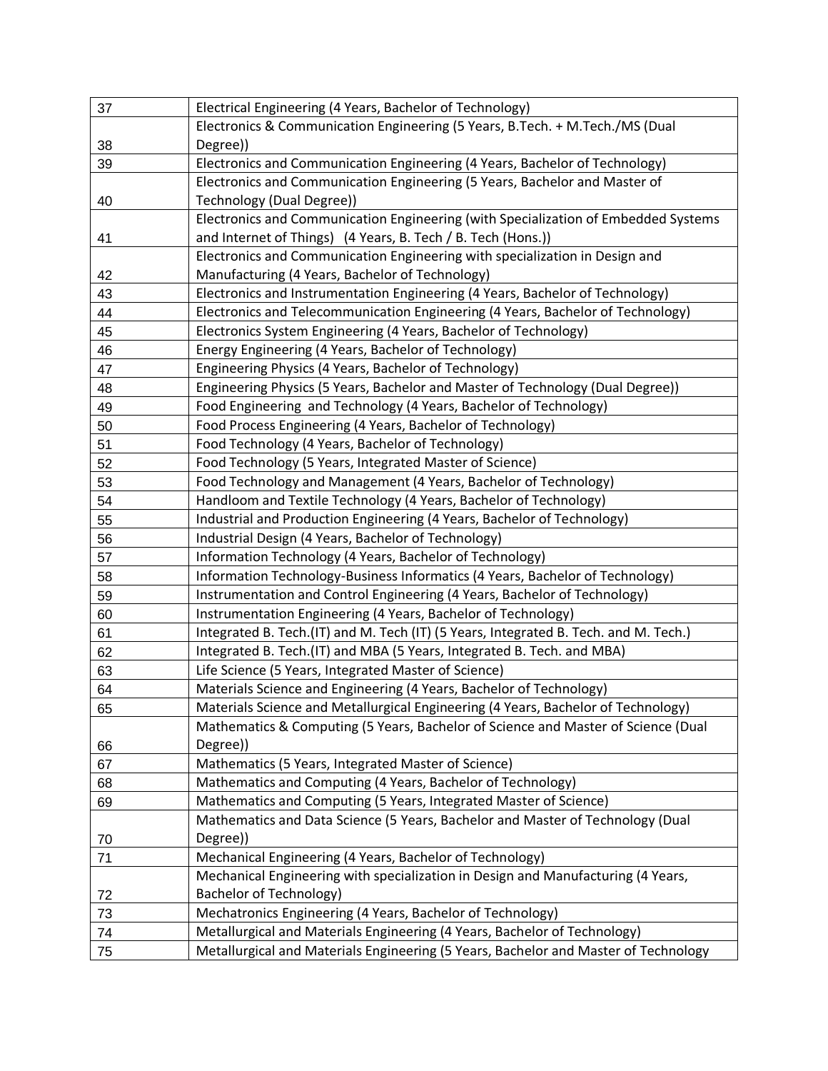| | |
|---|---|
| 37 | Electrical Engineering (4 Years, Bachelor of Technology) |
| 38 | Electronics & Communication Engineering (5 Years, B.Tech. + M.Tech./MS (Dual Degree)) |
| 39 | Electronics and Communication Engineering (4 Years, Bachelor of Technology) |
| 40 | Electronics and Communication Engineering (5 Years, Bachelor and Master of Technology (Dual Degree)) |
| 41 | Electronics and Communication Engineering (with Specialization of Embedded Systems and Internet of Things) (4 Years, B. Tech / B. Tech (Hons.)) |
| 42 | Electronics and Communication Engineering with specialization in Design and Manufacturing (4 Years, Bachelor of Technology) |
| 43 | Electronics and Instrumentation Engineering (4 Years, Bachelor of Technology) |
| 44 | Electronics and Telecommunication Engineering (4 Years, Bachelor of Technology) |
| 45 | Electronics System Engineering (4 Years, Bachelor of Technology) |
| 46 | Energy Engineering (4 Years, Bachelor of Technology) |
| 47 | Engineering Physics (4 Years, Bachelor of Technology) |
| 48 | Engineering Physics (5 Years, Bachelor and Master of Technology (Dual Degree)) |
| 49 | Food Engineering and Technology (4 Years, Bachelor of Technology) |
| 50 | Food Process Engineering (4 Years, Bachelor of Technology) |
| 51 | Food Technology (4 Years, Bachelor of Technology) |
| 52 | Food Technology (5 Years, Integrated Master of Science) |
| 53 | Food Technology and Management (4 Years, Bachelor of Technology) |
| 54 | Handloom and Textile Technology (4 Years, Bachelor of Technology) |
| 55 | Industrial and Production Engineering (4 Years, Bachelor of Technology) |
| 56 | Industrial Design (4 Years, Bachelor of Technology) |
| 57 | Information Technology (4 Years, Bachelor of Technology) |
| 58 | Information Technology-Business Informatics (4 Years, Bachelor of Technology) |
| 59 | Instrumentation and Control Engineering (4 Years, Bachelor of Technology) |
| 60 | Instrumentation Engineering (4 Years, Bachelor of Technology) |
| 61 | Integrated B. Tech.(IT) and M. Tech (IT) (5 Years, Integrated B. Tech. and M. Tech.) |
| 62 | Integrated B. Tech.(IT) and MBA (5 Years, Integrated B. Tech. and MBA) |
| 63 | Life Science (5 Years, Integrated Master of Science) |
| 64 | Materials Science and Engineering (4 Years, Bachelor of Technology) |
| 65 | Materials Science and Metallurgical Engineering (4 Years, Bachelor of Technology) |
| 66 | Mathematics & Computing (5 Years, Bachelor of Science and Master of Science (Dual Degree)) |
| 67 | Mathematics (5 Years, Integrated Master of Science) |
| 68 | Mathematics and Computing (4 Years, Bachelor of Technology) |
| 69 | Mathematics and Computing (5 Years, Integrated Master of Science) |
| 70 | Mathematics and Data Science (5 Years, Bachelor and Master of Technology (Dual Degree)) |
| 71 | Mechanical Engineering (4 Years, Bachelor of Technology) |
| 72 | Mechanical Engineering with specialization in Design and Manufacturing (4 Years, Bachelor of Technology) |
| 73 | Mechatronics Engineering (4 Years, Bachelor of Technology) |
| 74 | Metallurgical and Materials Engineering (4 Years, Bachelor of Technology) |
| 75 | Metallurgical and Materials Engineering (5 Years, Bachelor and Master of Technology |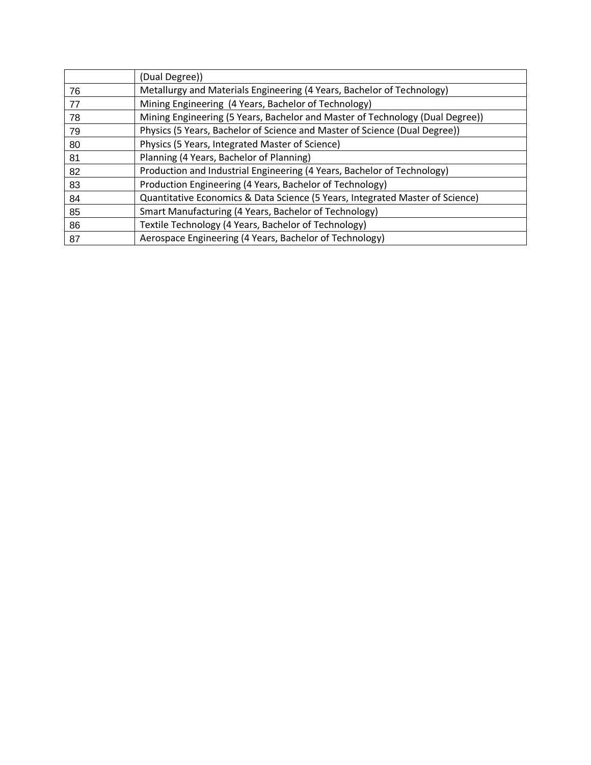| | |
|---|---|
| | (Dual Degree)) |
| 76 | Metallurgy and Materials Engineering (4 Years, Bachelor of Technology) |
| 77 | Mining Engineering (4 Years, Bachelor of Technology) |
| 78 | Mining Engineering (5 Years, Bachelor and Master of Technology (Dual Degree)) |
| 79 | Physics (5 Years, Bachelor of Science and Master of Science (Dual Degree)) |
| 80 | Physics (5 Years, Integrated Master of Science) |
| 81 | Planning (4 Years, Bachelor of Planning) |
| 82 | Production and Industrial Engineering (4 Years, Bachelor of Technology) |
| 83 | Production Engineering (4 Years, Bachelor of Technology) |
| 84 | Quantitative Economics & Data Science (5 Years, Integrated Master of Science) |
| 85 | Smart Manufacturing (4 Years, Bachelor of Technology) |
| 86 | Textile Technology (4 Years, Bachelor of Technology) |
| 87 | Aerospace Engineering (4 Years, Bachelor of Technology) |